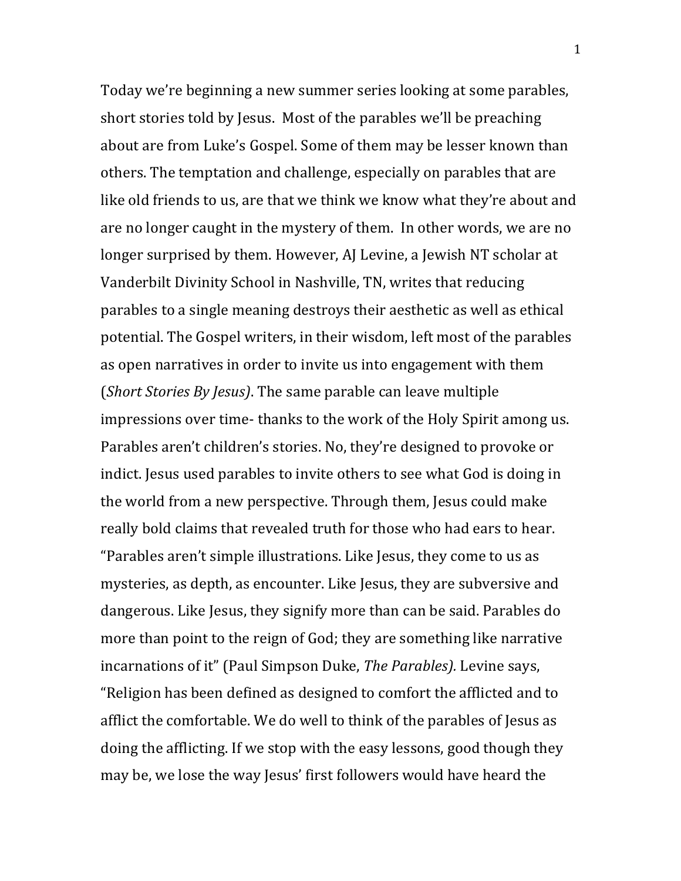Today we're beginning a new summer series looking at some parables, short stories told by Jesus. Most of the parables we'll be preaching about are from Luke's Gospel. Some of them may be lesser known than others. The temptation and challenge, especially on parables that are like old friends to us, are that we think we know what they're about and are no longer caught in the mystery of them. In other words, we are no longer surprised by them. However, AJ Levine, a Jewish NT scholar at Vanderbilt Divinity School in Nashville, TN, writes that reducing parables to a single meaning destroys their aesthetic as well as ethical potential. The Gospel writers, in their wisdom, left most of the parables as open narratives in order to invite us into engagement with them (*Short Stories By Jesus)*. The same parable can leave multiple impressions over time- thanks to the work of the Holy Spirit among us. Parables aren't children's stories. No, they're designed to provoke or indict. Jesus used parables to invite others to see what God is doing in the world from a new perspective. Through them, Jesus could make really bold claims that revealed truth for those who had ears to hear. "Parables aren't simple illustrations. Like Jesus, they come to us as mysteries, as depth, as encounter. Like Jesus, they are subversive and dangerous. Like Jesus, they signify more than can be said. Parables do more than point to the reign of God; they are something like narrative incarnations of it" (Paul Simpson Duke, *The Parables).* Levine says, "Religion has been defined as designed to comfort the afflicted and to afflict the comfortable. We do well to think of the parables of Jesus as doing the afflicting. If we stop with the easy lessons, good though they may be, we lose the way Jesus' first followers would have heard the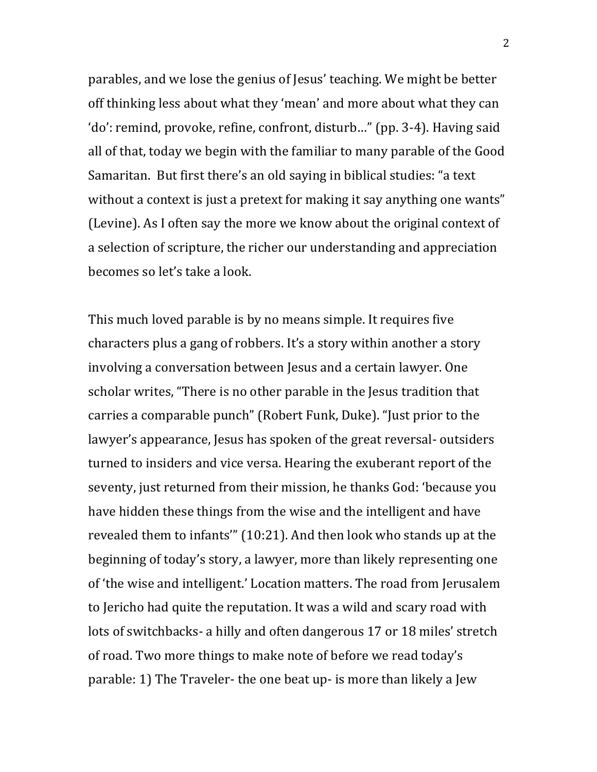parables, and we lose the genius of Jesus' teaching. We might be better off thinking less about what they 'mean' and more about what they can 'do': remind, provoke, refine, confront, disturb…" (pp. 3-4). Having said all of that, today we begin with the familiar to many parable of the Good Samaritan. But first there's an old saying in biblical studies: "a text without a context is just a pretext for making it say anything one wants" (Levine). As I often say the more we know about the original context of a selection of scripture, the richer our understanding and appreciation becomes so let's take a look.

This much loved parable is by no means simple. It requires five characters plus a gang of robbers. It's a story within another a story involving a conversation between Jesus and a certain lawyer. One scholar writes, "There is no other parable in the Jesus tradition that carries a comparable punch" (Robert Funk, Duke). "Just prior to the lawyer's appearance, Jesus has spoken of the great reversal- outsiders turned to insiders and vice versa. Hearing the exuberant report of the seventy, just returned from their mission, he thanks God: 'because you have hidden these things from the wise and the intelligent and have revealed them to infants'" (10:21). And then look who stands up at the beginning of today's story, a lawyer, more than likely representing one of 'the wise and intelligent.' Location matters. The road from Jerusalem to Jericho had quite the reputation. It was a wild and scary road with lots of switchbacks- a hilly and often dangerous 17 or 18 miles' stretch of road. Two more things to make note of before we read today's parable: 1) The Traveler- the one beat up- is more than likely a Jew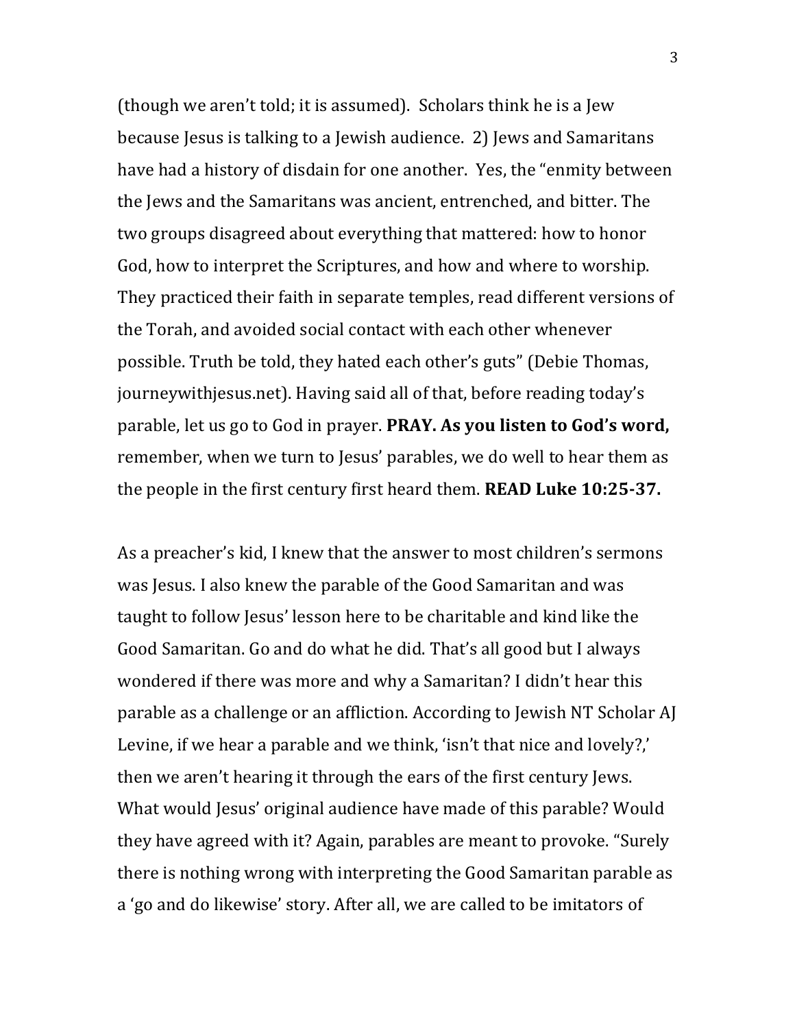(though we aren't told; it is assumed). Scholars think he is a Jew because Jesus is talking to a Jewish audience. 2) Jews and Samaritans have had a history of disdain for one another. Yes, the "enmity between the Jews and the Samaritans was ancient, entrenched, and bitter. The two groups disagreed about everything that mattered: how to honor God, how to interpret the Scriptures, and how and where to worship. They practiced their faith in separate temples, read different versions of the Torah, and avoided social contact with each other whenever possible. Truth be told, they hated each other's guts" (Debie Thomas, journeywithjesus.net). Having said all of that, before reading today's parable, let us go to God in prayer. **PRAY. As you listen to God's word,** remember, when we turn to Jesus' parables, we do well to hear them as the people in the first century first heard them. **READ Luke 10:25-37.**

As a preacher's kid, I knew that the answer to most children's sermons was Jesus. I also knew the parable of the Good Samaritan and was taught to follow Jesus' lesson here to be charitable and kind like the Good Samaritan. Go and do what he did. That's all good but I always wondered if there was more and why a Samaritan? I didn't hear this parable as a challenge or an affliction. According to Jewish NT Scholar AJ Levine, if we hear a parable and we think, 'isn't that nice and lovely?,' then we aren't hearing it through the ears of the first century Jews. What would Jesus' original audience have made of this parable? Would they have agreed with it? Again, parables are meant to provoke. "Surely there is nothing wrong with interpreting the Good Samaritan parable as a 'go and do likewise' story. After all, we are called to be imitators of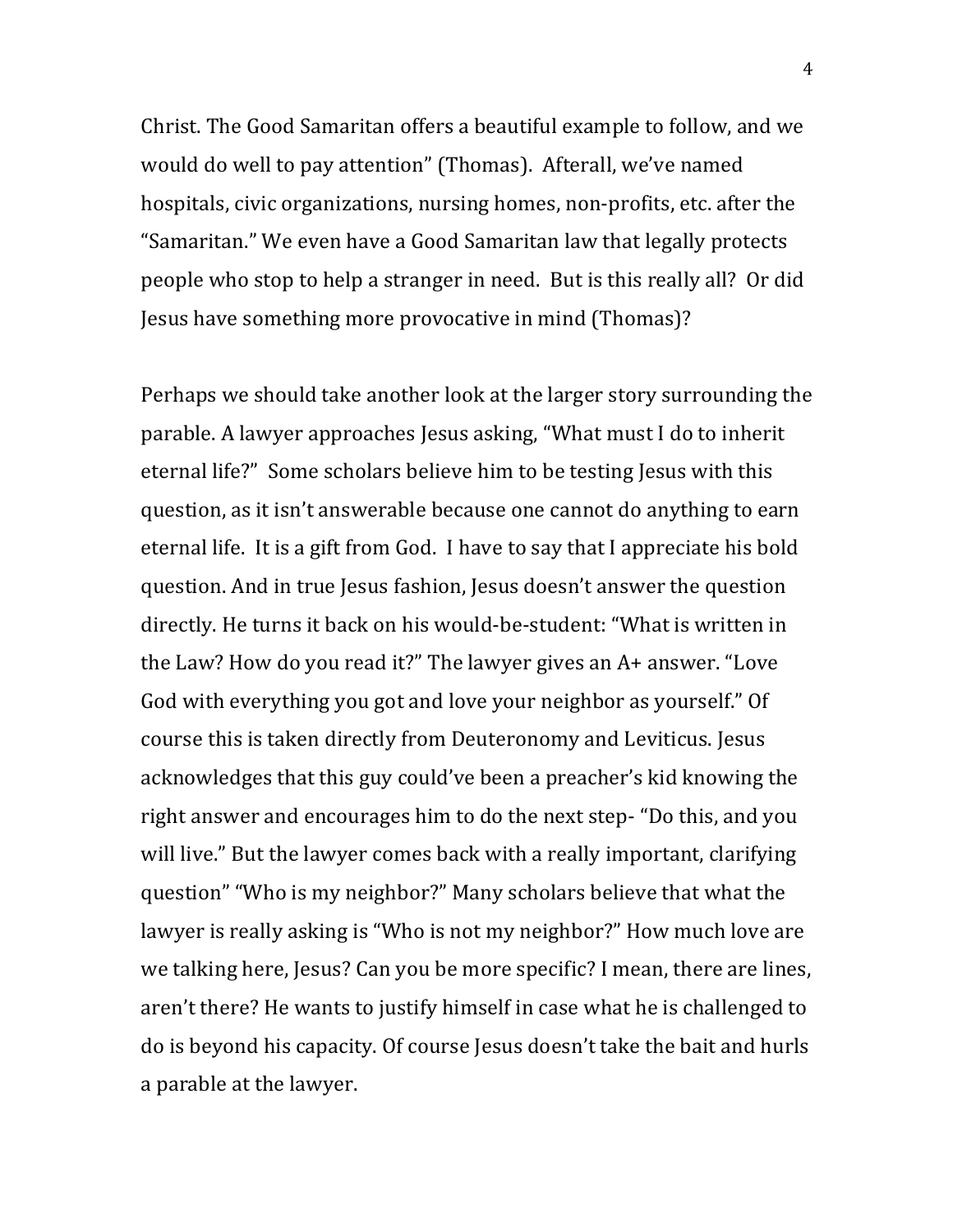Christ. The Good Samaritan offers a beautiful example to follow, and we would do well to pay attention" (Thomas). Afterall, we've named hospitals, civic organizations, nursing homes, non-profits, etc. after the "Samaritan." We even have a Good Samaritan law that legally protects people who stop to help a stranger in need. But is this really all? Or did Jesus have something more provocative in mind (Thomas)?

Perhaps we should take another look at the larger story surrounding the parable. A lawyer approaches Jesus asking, "What must I do to inherit eternal life?" Some scholars believe him to be testing Jesus with this question, as it isn't answerable because one cannot do anything to earn eternal life. It is a gift from God. I have to say that I appreciate his bold question. And in true Jesus fashion, Jesus doesn't answer the question directly. He turns it back on his would-be-student: "What is written in the Law? How do you read it?" The lawyer gives an A+ answer. "Love God with everything you got and love your neighbor as yourself." Of course this is taken directly from Deuteronomy and Leviticus. Jesus acknowledges that this guy could've been a preacher's kid knowing the right answer and encourages him to do the next step- "Do this, and you will live." But the lawyer comes back with a really important, clarifying question" "Who is my neighbor?" Many scholars believe that what the lawyer is really asking is "Who is not my neighbor?" How much love are we talking here, Jesus? Can you be more specific? I mean, there are lines, aren't there? He wants to justify himself in case what he is challenged to do is beyond his capacity. Of course Jesus doesn't take the bait and hurls a parable at the lawyer.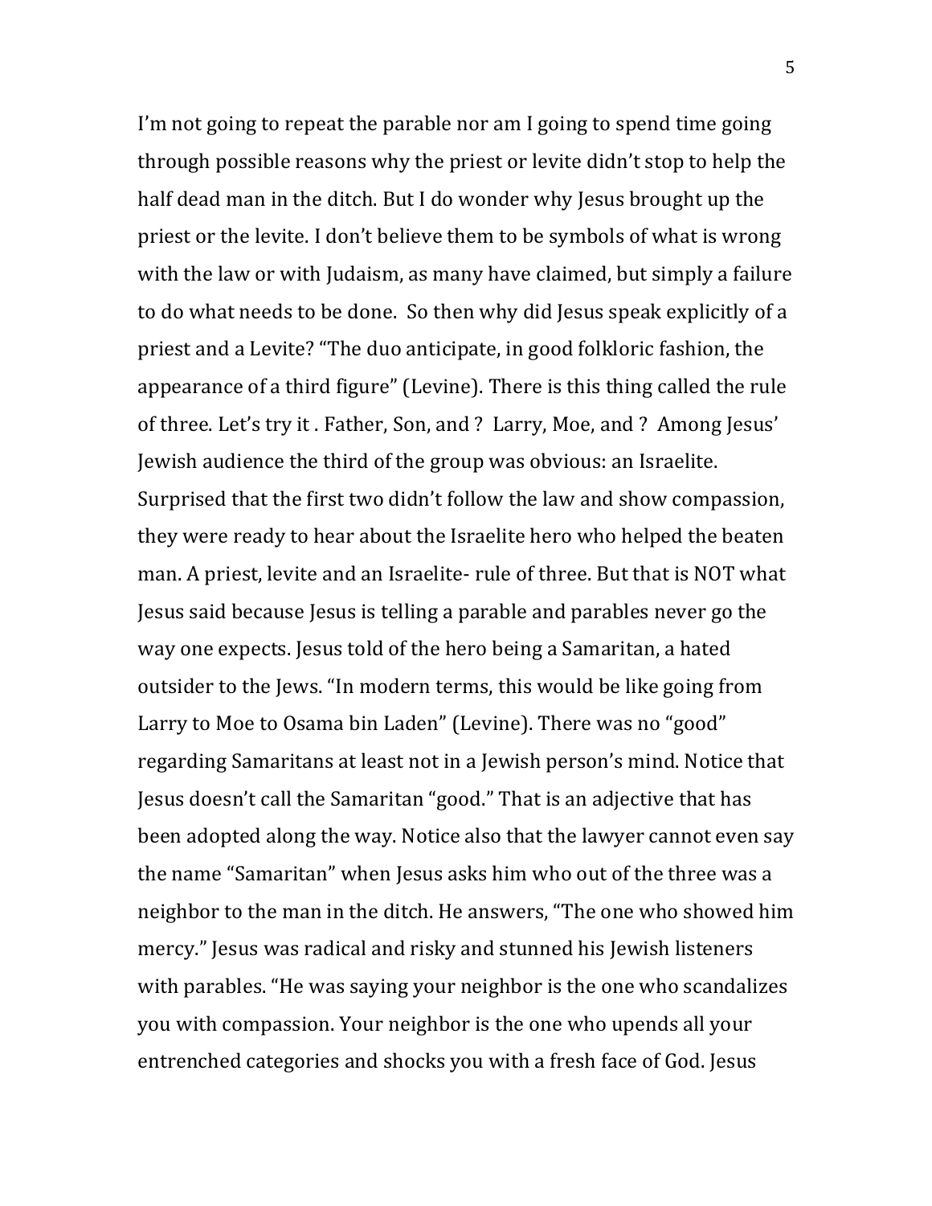I'm not going to repeat the parable nor am I going to spend time going through possible reasons why the priest or levite didn't stop to help the half dead man in the ditch. But I do wonder why Jesus brought up the priest or the levite. I don't believe them to be symbols of what is wrong with the law or with Judaism, as many have claimed, but simply a failure to do what needs to be done. So then why did Jesus speak explicitly of a priest and a Levite? "The duo anticipate, in good folkloric fashion, the appearance of a third figure" (Levine). There is this thing called the rule of three. Let's try it . Father, Son, and ? Larry, Moe, and ? Among Jesus' Jewish audience the third of the group was obvious: an Israelite. Surprised that the first two didn't follow the law and show compassion, they were ready to hear about the Israelite hero who helped the beaten man. A priest, levite and an Israelite- rule of three. But that is NOT what Jesus said because Jesus is telling a parable and parables never go the way one expects. Jesus told of the hero being a Samaritan, a hated outsider to the Jews. "In modern terms, this would be like going from Larry to Moe to Osama bin Laden" (Levine). There was no "good" regarding Samaritans at least not in a Jewish person's mind. Notice that Jesus doesn't call the Samaritan "good." That is an adjective that has been adopted along the way. Notice also that the lawyer cannot even say the name "Samaritan" when Jesus asks him who out of the three was a neighbor to the man in the ditch. He answers, "The one who showed him mercy." Jesus was radical and risky and stunned his Jewish listeners with parables. "He was saying your neighbor is the one who scandalizes you with compassion. Your neighbor is the one who upends all your entrenched categories and shocks you with a fresh face of God. Jesus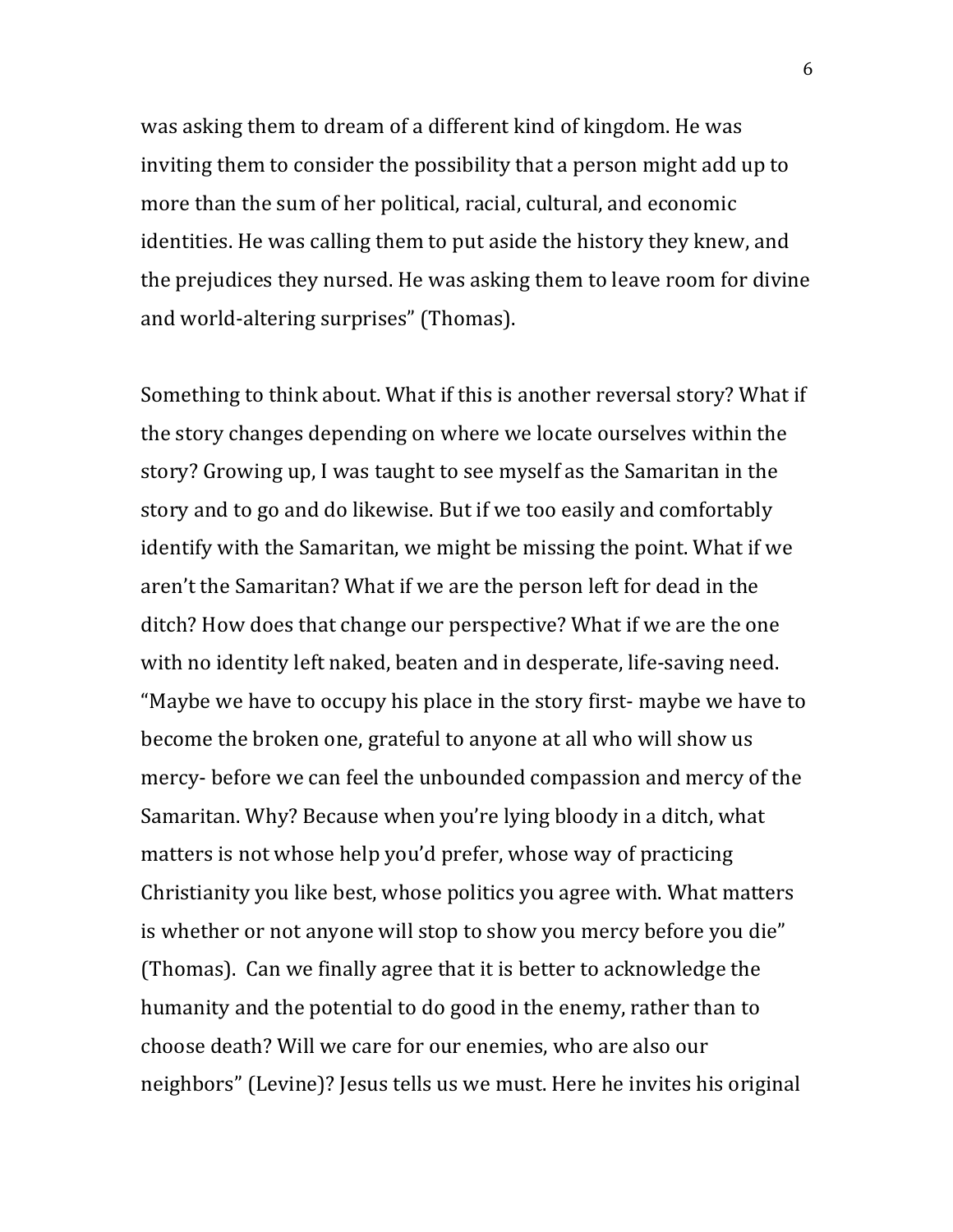was asking them to dream of a different kind of kingdom. He was inviting them to consider the possibility that a person might add up to more than the sum of her political, racial, cultural, and economic identities. He was calling them to put aside the history they knew, and the prejudices they nursed. He was asking them to leave room for divine and world-altering surprises" (Thomas).

Something to think about. What if this is another reversal story? What if the story changes depending on where we locate ourselves within the story? Growing up, I was taught to see myself as the Samaritan in the story and to go and do likewise. But if we too easily and comfortably identify with the Samaritan, we might be missing the point. What if we aren't the Samaritan? What if we are the person left for dead in the ditch? How does that change our perspective? What if we are the one with no identity left naked, beaten and in desperate, life-saving need. "Maybe we have to occupy his place in the story first- maybe we have to become the broken one, grateful to anyone at all who will show us mercy- before we can feel the unbounded compassion and mercy of the Samaritan. Why? Because when you're lying bloody in a ditch, what matters is not whose help you'd prefer, whose way of practicing Christianity you like best, whose politics you agree with. What matters is whether or not anyone will stop to show you mercy before you die" (Thomas). Can we finally agree that it is better to acknowledge the humanity and the potential to do good in the enemy, rather than to choose death? Will we care for our enemies, who are also our neighbors" (Levine)? Jesus tells us we must. Here he invites his original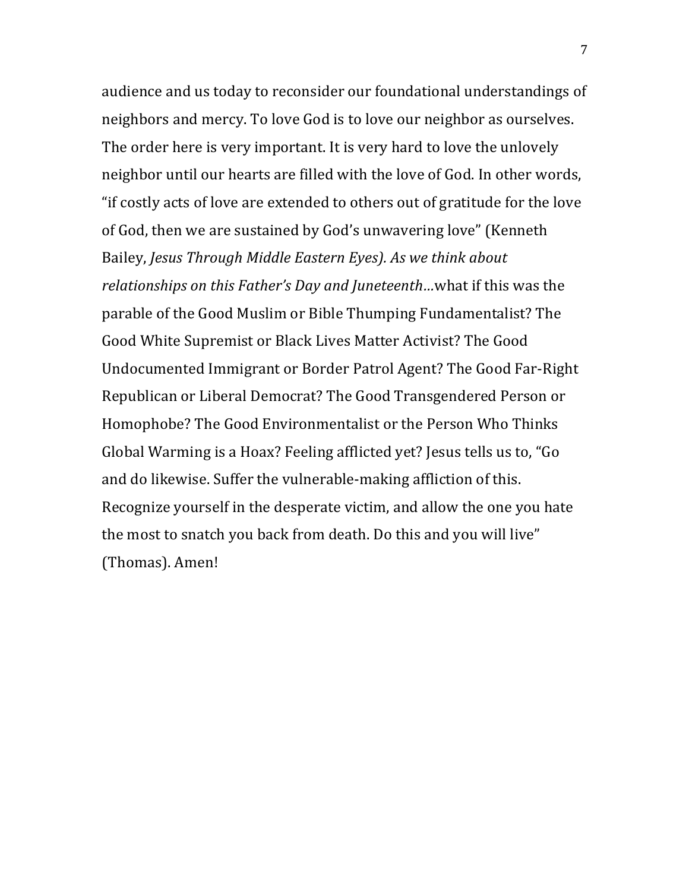audience and us today to reconsider our foundational understandings of neighbors and mercy. To love God is to love our neighbor as ourselves. The order here is very important. It is very hard to love the unlovely neighbor until our hearts are filled with the love of God. In other words, "if costly acts of love are extended to others out of gratitude for the love of God, then we are sustained by God's unwavering love" (Kenneth Bailey, *Jesus Through Middle Eastern Eyes). As we think about relationships on this Father's Day and Juneteenth*…what if this was the parable of the Good Muslim or Bible Thumping Fundamentalist? The Good White Supremist or Black Lives Matter Activist? The Good Undocumented Immigrant or Border Patrol Agent? The Good Far-Right Republican or Liberal Democrat? The Good Transgendered Person or Homophobe? The Good Environmentalist or the Person Who Thinks Global Warming is a Hoax? Feeling afflicted yet? Jesus tells us to, "Go and do likewise. Suffer the vulnerable-making affliction of this. Recognize yourself in the desperate victim, and allow the one you hate the most to snatch you back from death. Do this and you will live" (Thomas). Amen!